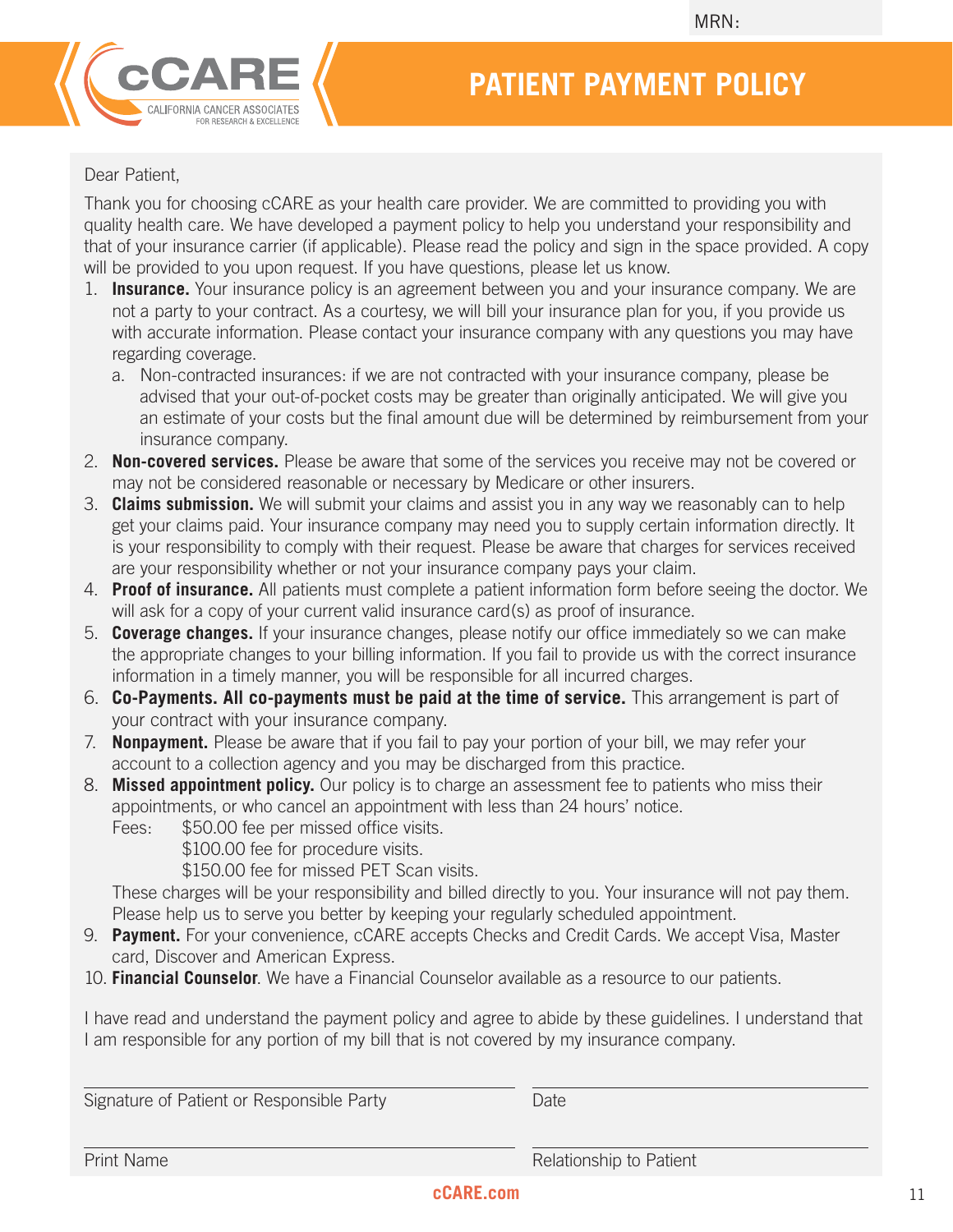MRN:

cCARE CALIFORNIA CANCER ASSOCIATES FOR RESEARCH & EXCELLENCE

# PATIENT PAYMENT POLICY

Dear Patient,

Thank you for choosing cCARE as your health care provider. We are committed to providing you with quality health care. We have developed a payment policy to help you understand your responsibility and that of your insurance carrier (if applicable). Please read the policy and sign in the space provided. A copy will be provided to you upon request. If you have questions, please let us know.

1. **Insurance.** Your insurance policy is an agreement between you and your insurance company. We are not a party to your contract. As a courtesy, we will bill your insurance plan for you, if you provide us with accurate information. Please contact your insurance company with any questions you may have regarding coverage.
   a. Non-contracted insurances: if we are not contracted with your insurance company, please be advised that your out-of-pocket costs may be greater than originally anticipated. We will give you an estimate of your costs but the final amount due will be determined by reimbursement from your insurance company.
2. **Non-covered services.** Please be aware that some of the services you receive may not be covered or may not be considered reasonable or necessary by Medicare or other insurers.
3. **Claims submission.** We will submit your claims and assist you in any way we reasonably can to help get your claims paid. Your insurance company may need you to supply certain information directly. It is your responsibility to comply with their request. Please be aware that charges for services received are your responsibility whether or not your insurance company pays your claim.
4. **Proof of insurance.** All patients must complete a patient information form before seeing the doctor. We will ask for a copy of your current valid insurance card(s) as proof of insurance.
5. **Coverage changes.** If your insurance changes, please notify our office immediately so we can make the appropriate changes to your billing information. If you fail to provide us with the correct insurance information in a timely manner, you will be responsible for all incurred charges.
6. **Co-Payments. All co-payments must be paid at the time of service.** This arrangement is part of your contract with your insurance company.
7. **Nonpayment.** Please be aware that if you fail to pay your portion of your bill, we may refer your account to a collection agency and you may be discharged from this practice.
8. **Missed appointment policy.** Our policy is to charge an assessment fee to patients who miss their appointments, or who cancel an appointment with less than 24 hours' notice.
   Fees: $50.00 fee per missed office visits.
   $100.00 fee for procedure visits.
   $150.00 fee for missed PET Scan visits.
   These charges will be your responsibility and billed directly to you. Your insurance will not pay them. Please help us to serve you better by keeping your regularly scheduled appointment.
9. **Payment.** For your convenience, cCARE accepts Checks and Credit Cards. We accept Visa, Master card, Discover and American Express.
10. **Financial Counselor**. We have a Financial Counselor available as a resource to our patients.

I have read and understand the payment policy and agree to abide by these guidelines. I understand that I am responsible for any portion of my bill that is not covered by my insurance company.

Signature of Patient or Responsible Party ____________________ Date ____________________

Print Name ____________________ Relationship to Patient ____________________

cCARE.com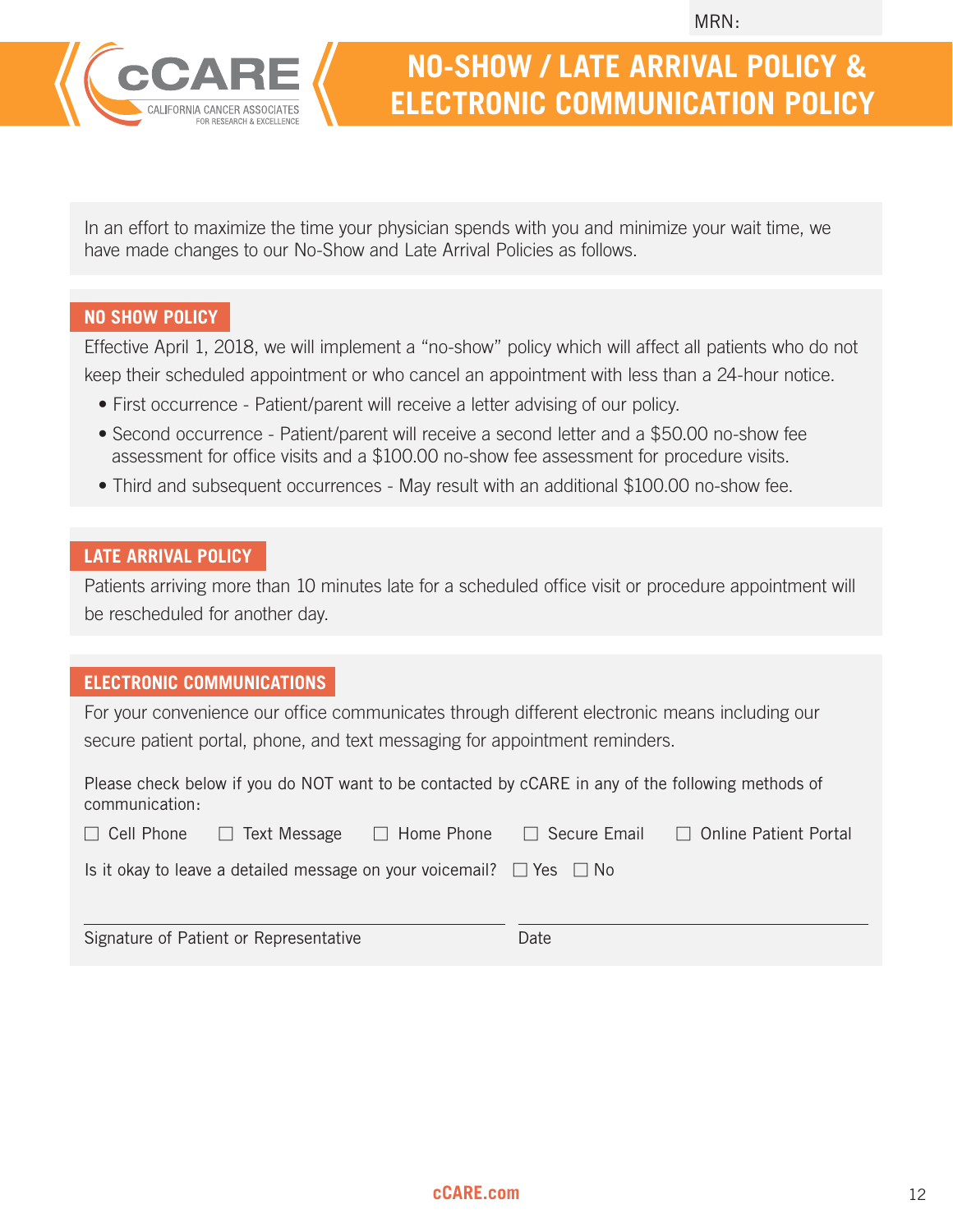MRN:

# NO-SHOW / LATE ARRIVAL POLICY & ELECTRONIC COMMUNICATION POLICY

In an effort to maximize the time your physician spends with you and minimize your wait time, we have made changes to our No-Show and Late Arrival Policies as follows.

## NO SHOW POLICY

Effective April 1, 2018, we will implement a "no-show" policy which will affect all patients who do not keep their scheduled appointment or who cancel an appointment with less than a 24-hour notice.

- First occurrence - Patient/parent will receive a letter advising of our policy.
- Second occurrence - Patient/parent will receive a second letter and a $50.00 no-show fee assessment for office visits and a $100.00 no-show fee assessment for procedure visits.
- Third and subsequent occurrences - May result with an additional $100.00 no-show fee.

## LATE ARRIVAL POLICY

Patients arriving more than 10 minutes late for a scheduled office visit or procedure appointment will be rescheduled for another day.

## ELECTRONIC COMMUNICATIONS

For your convenience our office communicates through different electronic means including our secure patient portal, phone, and text messaging for appointment reminders.

Please check below if you do NOT want to be contacted by cCARE in any of the following methods of communication:

☐ Cell Phone ☐ Text Message ☐ Home Phone ☐ Secure Email ☐ Online Patient Portal

Is it okay to leave a detailed message on your voicemail? ☐ Yes ☐ No

Signature of Patient or Representative ____________________ Date ____________________

cCARE.com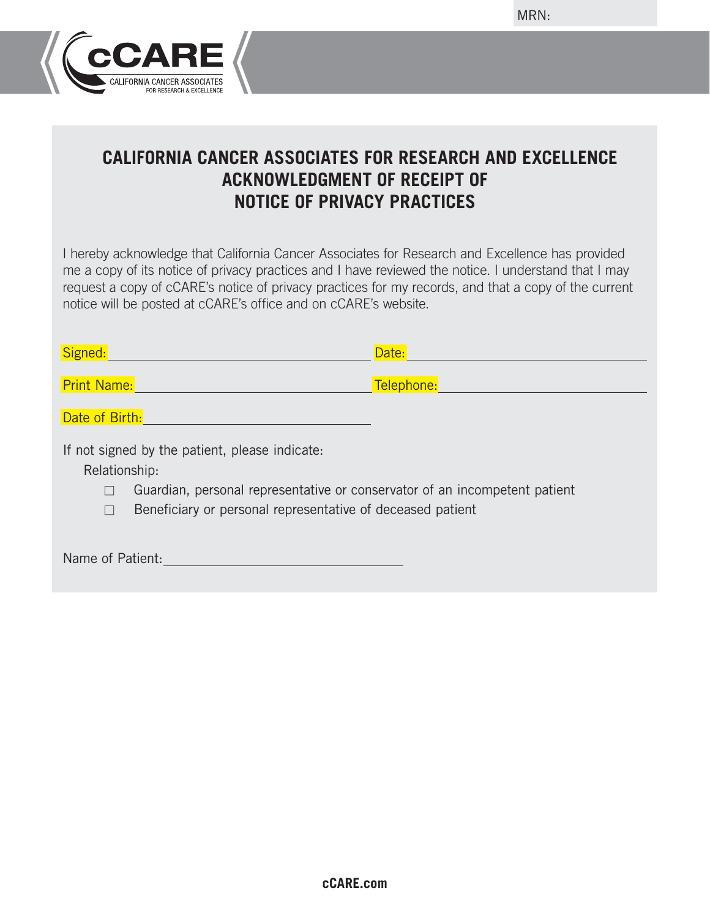MRN:

# CALIFORNIA CANCER ASSOCIATES FOR RESEARCH AND EXCELLENCE
# ACKNOWLEDGMENT OF RECEIPT OF NOTICE OF PRIVACY PRACTICES

I hereby acknowledge that California Cancer Associates for Research and Excellence has provided me a copy of its notice of privacy practices and I have reviewed the notice. I understand that I may request a copy of cCARE's notice of privacy practices for my records, and that a copy of the current notice will be posted at cCARE's office and on cCARE's website.

Signed: ______________________________ Date: ______________________________

Print Name: ______________________________ Telephone: ______________________________

Date of Birth: ______________________________

If not signed by the patient, please indicate:

Relationship:

- ☐ Guardian, personal representative or conservator of an incompetent patient
- ☐ Beneficiary or personal representative of deceased patient

Name of Patient: ______________________________

cCARE.com